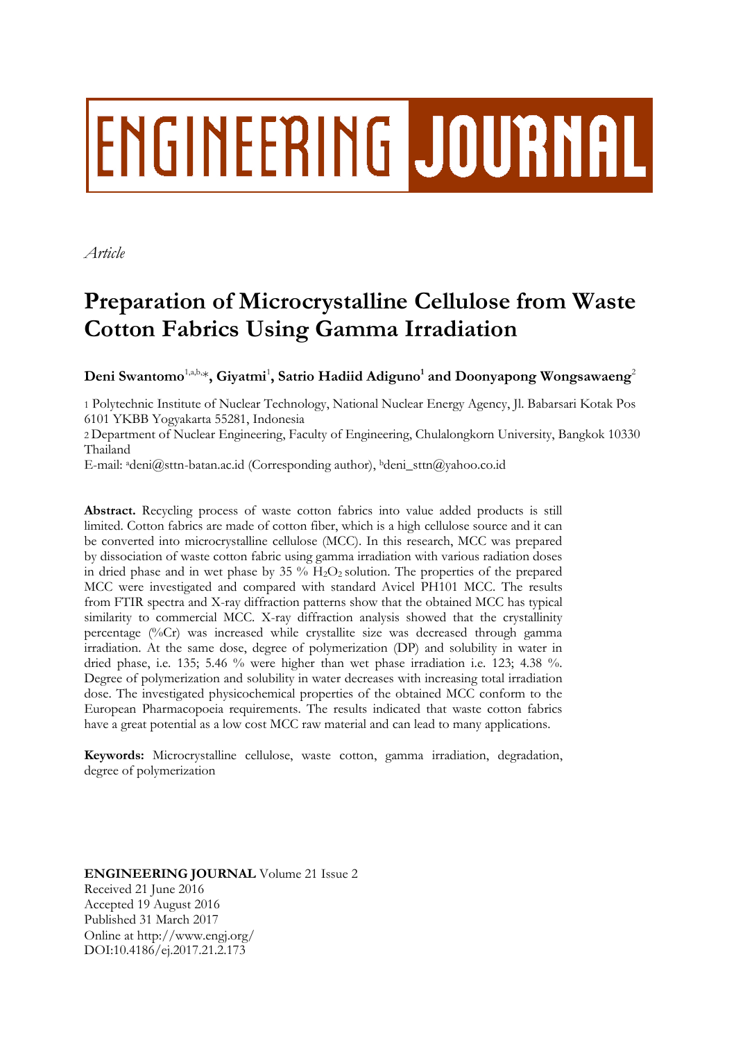ENGINEERING JOURNAL

*Article*

# Preparation of Microcrystalline Cellulose from Waste Cotton Fabrics Using Gamma Irradiation

**Deni Swantomo**[1,a,b,*]**, Giyatmi**[1]**, Satrio Hadiid Adiguno**[1] **and Doonyapong Wongsawaeng**[2]

1 Polytechnic Institute of Nuclear Technology, National Nuclear Energy Agency, Jl. Babarsari Kotak Pos 6101 YKBB Yogyakarta 55281, Indonesia

2 Department of Nuclear Engineering, Faculty of Engineering, Chulalongkorn University, Bangkok 10330 Thailand

E-mail: [a]deni@sttn-batan.ac.id (Corresponding author), [b]deni_sttn@yahoo.co.id

**Abstract.** Recycling process of waste cotton fabrics into value added products is still limited. Cotton fabrics are made of cotton fiber, which is a high cellulose source and it can be converted into microcrystalline cellulose (MCC). In this research, MCC was prepared by dissociation of waste cotton fabric using gamma irradiation with various radiation doses in dried phase and in wet phase by 35 % $H_2O_2$ solution. The properties of the prepared MCC were investigated and compared with standard Avicel PH101 MCC. The results from FTIR spectra and X-ray diffraction patterns show that the obtained MCC has typical similarity to commercial MCC. X-ray diffraction analysis showed that the crystallinity percentage (%Cr) was increased while crystallite size was decreased through gamma irradiation. At the same dose, degree of polymerization (DP) and solubility in water in dried phase, i.e. 135; 5.46 % were higher than wet phase irradiation i.e. 123; 4.38 %. Degree of polymerization and solubility in water decreases with increasing total irradiation dose. The investigated physicochemical properties of the obtained MCC conform to the European Pharmacopoeia requirements. The results indicated that waste cotton fabrics have a great potential as a low cost MCC raw material and can lead to many applications.

**Keywords:** Microcrystalline cellulose, waste cotton, gamma irradiation, degradation, degree of polymerization

**ENGINEERING JOURNAL** Volume 21 Issue 2
Received 21 June 2016
Accepted 19 August 2016
Published 31 March 2017
Online at http://www.engj.org/
DOI:10.4186/ej.2017.21.2.173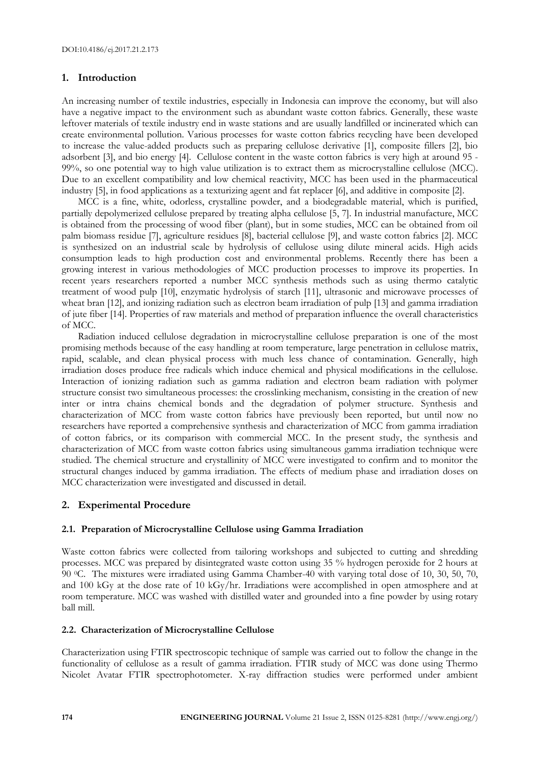## 1. Introduction

An increasing number of textile industries, especially in Indonesia can improve the economy, but will also have a negative impact to the environment such as abundant waste cotton fabrics. Generally, these waste leftover materials of textile industry end in waste stations and are usually landfilled or incinerated which can create environmental pollution. Various processes for waste cotton fabrics recycling have been developed to increase the value-added products such as preparing cellulose derivative [1], composite fillers [2], bio adsorbent [3], and bio energy [4]. Cellulose content in the waste cotton fabrics is very high at around 95 - 99%, so one potential way to high value utilization is to extract them as microcrystalline cellulose (MCC). Due to an excellent compatibility and low chemical reactivity, MCC has been used in the pharmaceutical industry [5], in food applications as a texturizing agent and fat replacer [6], and additive in composite [2].

MCC is a fine, white, odorless, crystalline powder, and a biodegradable material, which is purified, partially depolymerized cellulose prepared by treating alpha cellulose [5, 7]. In industrial manufacture, MCC is obtained from the processing of wood fiber (plant), but in some studies, MCC can be obtained from oil palm biomass residue [7], agriculture residues [8], bacterial cellulose [9], and waste cotton fabrics [2]. MCC is synthesized on an industrial scale by hydrolysis of cellulose using dilute mineral acids. High acids consumption leads to high production cost and environmental problems. Recently there has been a growing interest in various methodologies of MCC production processes to improve its properties. In recent years researchers reported a number MCC synthesis methods such as using thermo catalytic treatment of wood pulp [10], enzymatic hydrolysis of starch [11], ultrasonic and microwave processes of wheat bran [12], and ionizing radiation such as electron beam irradiation of pulp [13] and gamma irradiation of jute fiber [14]. Properties of raw materials and method of preparation influence the overall characteristics of MCC.

Radiation induced cellulose degradation in microcrystalline cellulose preparation is one of the most promising methods because of the easy handling at room temperature, large penetration in cellulose matrix, rapid, scalable, and clean physical process with much less chance of contamination. Generally, high irradiation doses produce free radicals which induce chemical and physical modifications in the cellulose. Interaction of ionizing radiation such as gamma radiation and electron beam radiation with polymer structure consist two simultaneous processes: the crosslinking mechanism, consisting in the creation of new inter or intra chains chemical bonds and the degradation of polymer structure. Synthesis and characterization of MCC from waste cotton fabrics have previously been reported, but until now no researchers have reported a comprehensive synthesis and characterization of MCC from gamma irradiation of cotton fabrics, or its comparison with commercial MCC. In the present study, the synthesis and characterization of MCC from waste cotton fabrics using simultaneous gamma irradiation technique were studied. The chemical structure and crystallinity of MCC were investigated to confirm and to monitor the structural changes induced by gamma irradiation. The effects of medium phase and irradiation doses on MCC characterization were investigated and discussed in detail.

## 2. Experimental Procedure

### 2.1. Preparation of Microcrystalline Cellulose using Gamma Irradiation

Waste cotton fabrics were collected from tailoring workshops and subjected to cutting and shredding processes. MCC was prepared by disintegrated waste cotton using 35 % hydrogen peroxide for 2 hours at 90 $^0$C. The mixtures were irradiated using Gamma Chamber-40 with varying total dose of 10, 30, 50, 70, and 100 kGy at the dose rate of 10 kGy/hr. Irradiations were accomplished in open atmosphere and at room temperature. MCC was washed with distilled water and grounded into a fine powder by using rotary ball mill.

### 2.2. Characterization of Microcrystalline Cellulose

Characterization using FTIR spectroscopic technique of sample was carried out to follow the change in the functionality of cellulose as a result of gamma irradiation. FTIR study of MCC was done using Thermo Nicolet Avatar FTIR spectrophotometer. X-ray diffraction studies were performed under ambient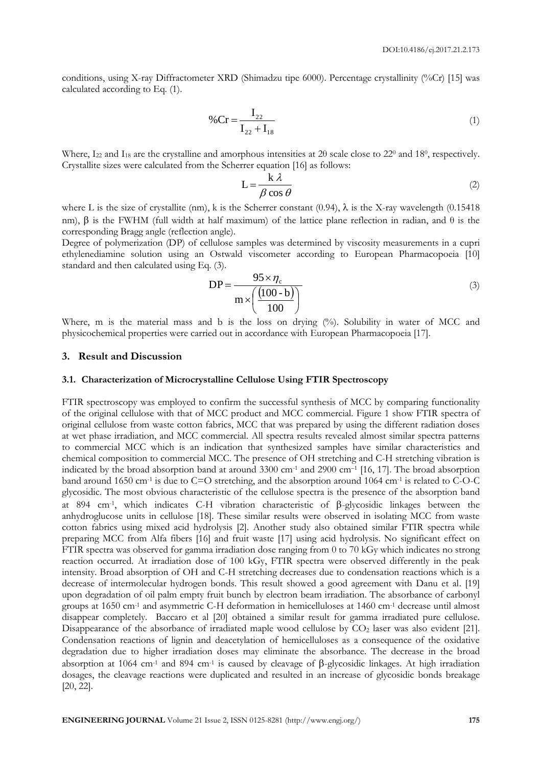conditions, using X-ray Diffractometer XRD (Shimadzu tipe 6000). Percentage crystallinity (%Cr) [15] was calculated according to Eq. (1).

$$\%Cr = \frac{I_{22}}{I_{22} + I_{18}} \tag{1}$$

Where, $I_{22}$ and $I_{18}$ are the crystalline and amorphous intensities at 2θ scale close to $22^0$ and $18^0$, respectively. Crystallite sizes were calculated from the Scherrer equation [16] as follows:

$$L = \frac{k\,\lambda}{\beta \cos\theta} \tag{2}$$

where L is the size of crystallite (nm), k is the Scherrer constant (0.94), λ is the X-ray wavelength (0.15418 nm), β is the FWHM (full width at half maximum) of the lattice plane reflection in radian, and θ is the corresponding Bragg angle (reflection angle).

Degree of polymerization (DP) of cellulose samples was determined by viscosity measurements in a cupri ethylenediamine solution using an Ostwald viscometer according to European Pharmacopoeia [10] standard and then calculated using Eq. (3).

$$DP = \frac{95 \times \eta_c}{m \times \left(\frac{(100 - b)}{100}\right)} \tag{3}$$

Where, m is the material mass and b is the loss on drying (%). Solubility in water of MCC and physicochemical properties were carried out in accordance with European Pharmacopoeia [17].

## 3. Result and Discussion

### 3.1. Characterization of Microcrystalline Cellulose Using FTIR Spectroscopy

FTIR spectroscopy was employed to confirm the successful synthesis of MCC by comparing functionality of the original cellulose with that of MCC product and MCC commercial. Figure 1 show FTIR spectra of original cellulose from waste cotton fabrics, MCC that was prepared by using the different radiation doses at wet phase irradiation, and MCC commercial. All spectra results revealed almost similar spectra patterns to commercial MCC which is an indication that synthesized samples have similar characteristics and chemical composition to commercial MCC. The presence of OH stretching and C-H stretching vibration is indicated by the broad absorption band at around 3300 $cm^{-1}$ and 2900 $cm^{-1}$ [16, 17]. The broad absorption band around 1650 $cm^{-1}$ is due to C=O stretching, and the absorption around 1064 $cm^{-1}$ is related to C-O-C glycosidic. The most obvious characteristic of the cellulose spectra is the presence of the absorption band at 894 $cm^{-1}$, which indicates C-H vibration characteristic of β-glycosidic linkages between the anhydroglucose units in cellulose [18]. These similar results were observed in isolating MCC from waste cotton fabrics using mixed acid hydrolysis [2]. Another study also obtained similar FTIR spectra while preparing MCC from Alfa fibers [16] and fruit waste [17] using acid hydrolysis. No significant effect on FTIR spectra was observed for gamma irradiation dose ranging from 0 to 70 kGy which indicates no strong reaction occurred. At irradiation dose of 100 kGy, FTIR spectra were observed differently in the peak intensity. Broad absorption of OH and C-H stretching decreases due to condensation reactions which is a decrease of intermolecular hydrogen bonds. This result showed a good agreement with Danu et al. [19] upon degradation of oil palm empty fruit bunch by electron beam irradiation. The absorbance of carbonyl groups at 1650 $cm^{-1}$ and asymmetric C-H deformation in hemicelluloses at 1460 $cm^{-1}$ decrease until almost disappear completely. Baccaro et al [20] obtained a similar result for gamma irradiated pure cellulose. Disappearance of the absorbance of irradiated maple wood cellulose by $CO_2$ laser was also evident [21]. Condensation reactions of lignin and deacetylation of hemicelluloses as a consequence of the oxidative degradation due to higher irradiation doses may eliminate the absorbance. The decrease in the broad absorption at 1064 $cm^{-1}$ and 894 $cm^{-1}$ is caused by cleavage of β-glycosidic linkages. At high irradiation dosages, the cleavage reactions were duplicated and resulted in an increase of glycosidic bonds breakage [20, 22].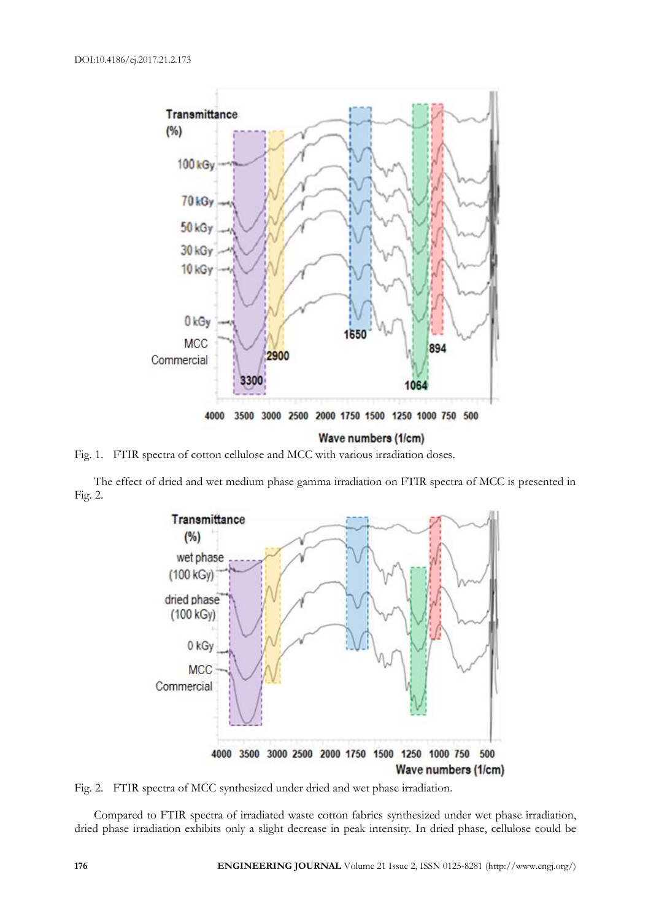Fig. 1. FTIR spectra of cotton cellulose and MCC with various irradiation doses.

The effect of dried and wet medium phase gamma irradiation on FTIR spectra of MCC is presented in Fig. 2.

Fig. 2. FTIR spectra of MCC synthesized under dried and wet phase irradiation.

Compared to FTIR spectra of irradiated waste cotton fabrics synthesized under wet phase irradiation, dried phase irradiation exhibits only a slight decrease in peak intensity. In dried phase, cellulose could be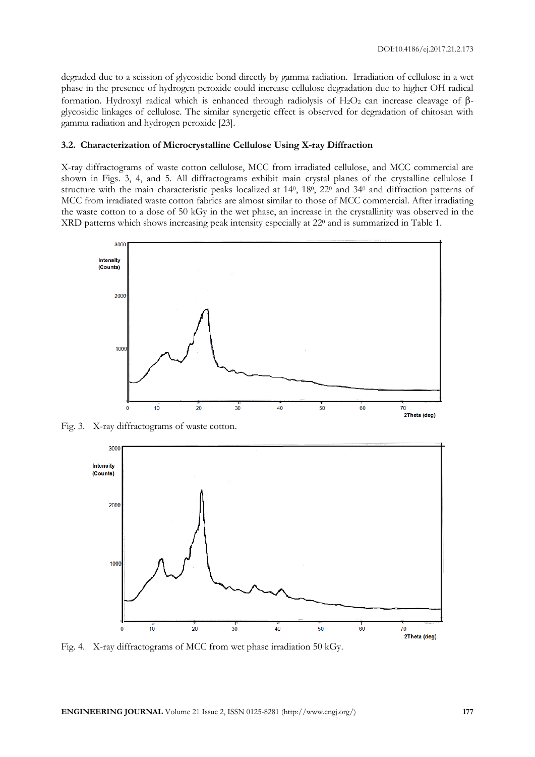degraded due to a scission of glycosidic bond directly by gamma radiation. Irradiation of cellulose in a wet phase in the presence of hydrogen peroxide could increase cellulose degradation due to higher OH radical formation. Hydroxyl radical which is enhanced through radiolysis of $H_2O_2$ can increase cleavage of β-glycosidic linkages of cellulose. The similar synergetic effect is observed for degradation of chitosan with gamma radiation and hydrogen peroxide [23].

### 3.2. Characterization of Microcrystalline Cellulose Using X-ray Diffraction

X-ray diffractograms of waste cotton cellulose, MCC from irradiated cellulose, and MCC commercial are shown in Figs. 3, 4, and 5. All diffractograms exhibit main crystal planes of the crystalline cellulose I structure with the main characteristic peaks localized at $14^0$, $18^0$, $22^0$ and $34^0$ and diffraction patterns of MCC from irradiated waste cotton fabrics are almost similar to those of MCC commercial. After irradiating the waste cotton to a dose of 50 kGy in the wet phase, an increase in the crystallinity was observed in the XRD patterns which shows increasing peak intensity especially at $22^0$ and is summarized in Table 1.

Fig. 3. X-ray diffractograms of waste cotton.

Fig. 4. X-ray diffractograms of MCC from wet phase irradiation 50 kGy.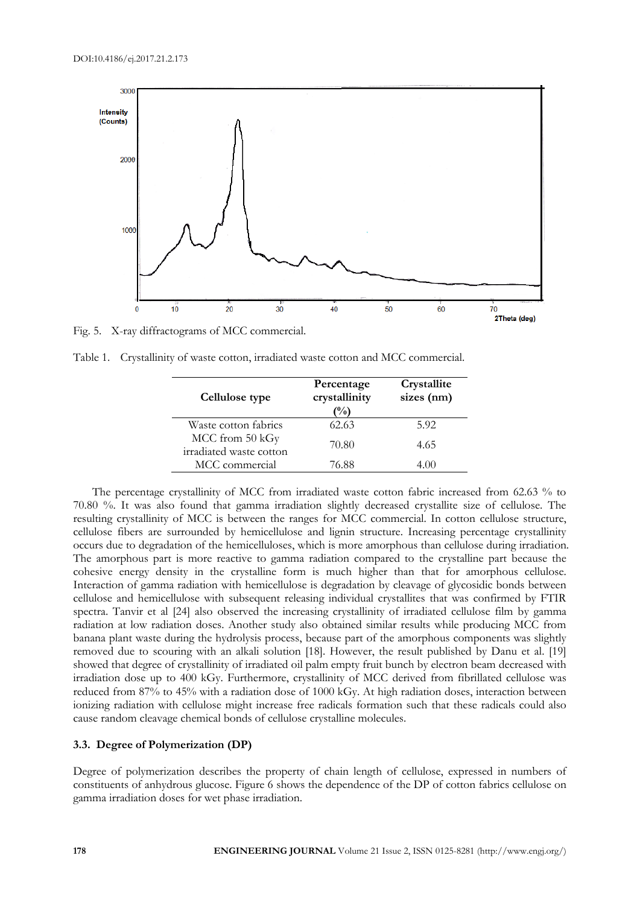Fig. 5. X-ray diffractograms of MCC commercial.

Table 1. Crystallinity of waste cotton, irradiated waste cotton and MCC commercial.

| Cellulose type | Percentage crystallinity (%) | Crystallite sizes (nm) |
| --- | --- | --- |
| Waste cotton fabrics | 62.63 | 5.92 |
| MCC from 50 kGy irradiated waste cotton | 70.80 | 4.65 |
| MCC commercial | 76.88 | 4.00 |

The percentage crystallinity of MCC from irradiated waste cotton fabric increased from 62.63 % to 70.80 %. It was also found that gamma irradiation slightly decreased crystallite size of cellulose. The resulting crystallinity of MCC is between the ranges for MCC commercial. In cotton cellulose structure, cellulose fibers are surrounded by hemicellulose and lignin structure. Increasing percentage crystallinity occurs due to degradation of the hemicelluloses, which is more amorphous than cellulose during irradiation. The amorphous part is more reactive to gamma radiation compared to the crystalline part because the cohesive energy density in the crystalline form is much higher than that for amorphous cellulose. Interaction of gamma radiation with hemicellulose is degradation by cleavage of glycosidic bonds between cellulose and hemicellulose with subsequent releasing individual crystallites that was confirmed by FTIR spectra. Tanvir et al [24] also observed the increasing crystallinity of irradiated cellulose film by gamma radiation at low radiation doses. Another study also obtained similar results while producing MCC from banana plant waste during the hydrolysis process, because part of the amorphous components was slightly removed due to scouring with an alkali solution [18]. However, the result published by Danu et al. [19] showed that degree of crystallinity of irradiated oil palm empty fruit bunch by electron beam decreased with irradiation dose up to 400 kGy. Furthermore, crystallinity of MCC derived from fibrillated cellulose was reduced from 87% to 45% with a radiation dose of 1000 kGy. At high radiation doses, interaction between ionizing radiation with cellulose might increase free radicals formation such that these radicals could also cause random cleavage chemical bonds of cellulose crystalline molecules.

### 3.3. Degree of Polymerization (DP)

Degree of polymerization describes the property of chain length of cellulose, expressed in numbers of constituents of anhydrous glucose. Figure 6 shows the dependence of the DP of cotton fabrics cellulose on gamma irradiation doses for wet phase irradiation.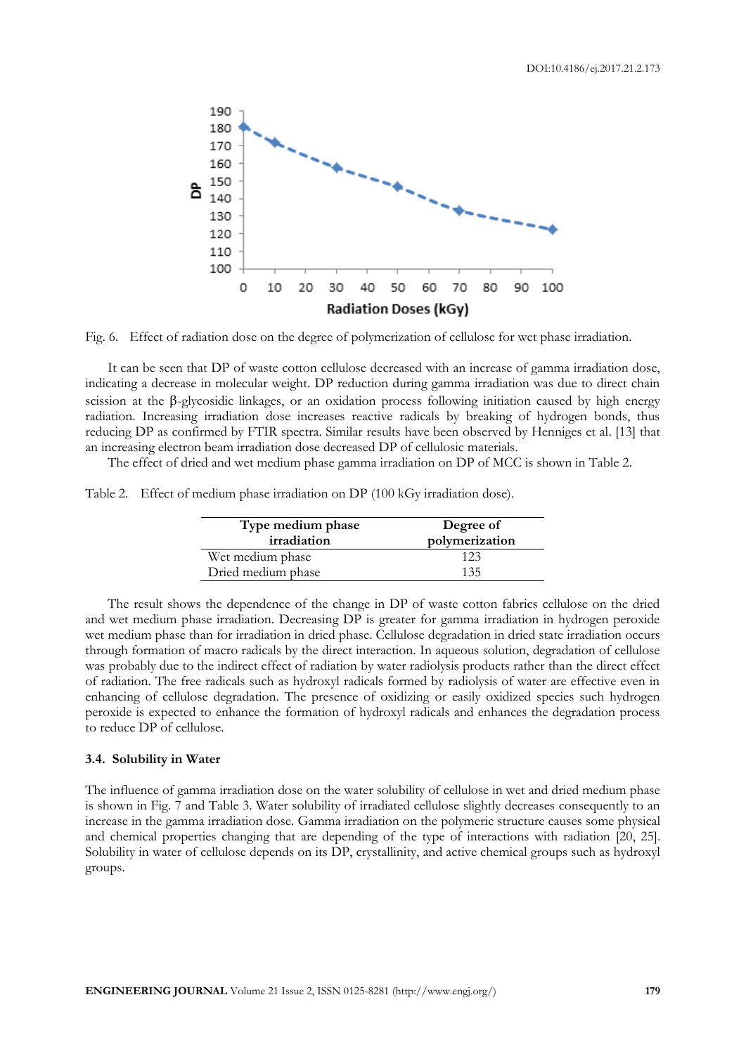Fig. 6. Effect of radiation dose on the degree of polymerization of cellulose for wet phase irradiation.

It can be seen that DP of waste cotton cellulose decreased with an increase of gamma irradiation dose, indicating a decrease in molecular weight. DP reduction during gamma irradiation was due to direct chain scission at the β-glycosidic linkages, or an oxidation process following initiation caused by high energy radiation. Increasing irradiation dose increases reactive radicals by breaking of hydrogen bonds, thus reducing DP as confirmed by FTIR spectra. Similar results have been observed by Henniges et al. [13] that an increasing electron beam irradiation dose decreased DP of cellulosic materials.

The effect of dried and wet medium phase gamma irradiation on DP of MCC is shown in Table 2.

Table 2. Effect of medium phase irradiation on DP (100 kGy irradiation dose).

| Type medium phase irradiation | Degree of polymerization |
|---|---|
| Wet medium phase | 123 |
| Dried medium phase | 135 |

The result shows the dependence of the change in DP of waste cotton fabrics cellulose on the dried and wet medium phase irradiation. Decreasing DP is greater for gamma irradiation in hydrogen peroxide wet medium phase than for irradiation in dried phase. Cellulose degradation in dried state irradiation occurs through formation of macro radicals by the direct interaction. In aqueous solution, degradation of cellulose was probably due to the indirect effect of radiation by water radiolysis products rather than the direct effect of radiation. The free radicals such as hydroxyl radicals formed by radiolysis of water are effective even in enhancing of cellulose degradation. The presence of oxidizing or easily oxidized species such hydrogen peroxide is expected to enhance the formation of hydroxyl radicals and enhances the degradation process to reduce DP of cellulose.

### 3.4. Solubility in Water

The influence of gamma irradiation dose on the water solubility of cellulose in wet and dried medium phase is shown in Fig. 7 and Table 3. Water solubility of irradiated cellulose slightly decreases consequently to an increase in the gamma irradiation dose. Gamma irradiation on the polymeric structure causes some physical and chemical properties changing that are depending of the type of interactions with radiation [20, 25]. Solubility in water of cellulose depends on its DP, crystallinity, and active chemical groups such as hydroxyl groups.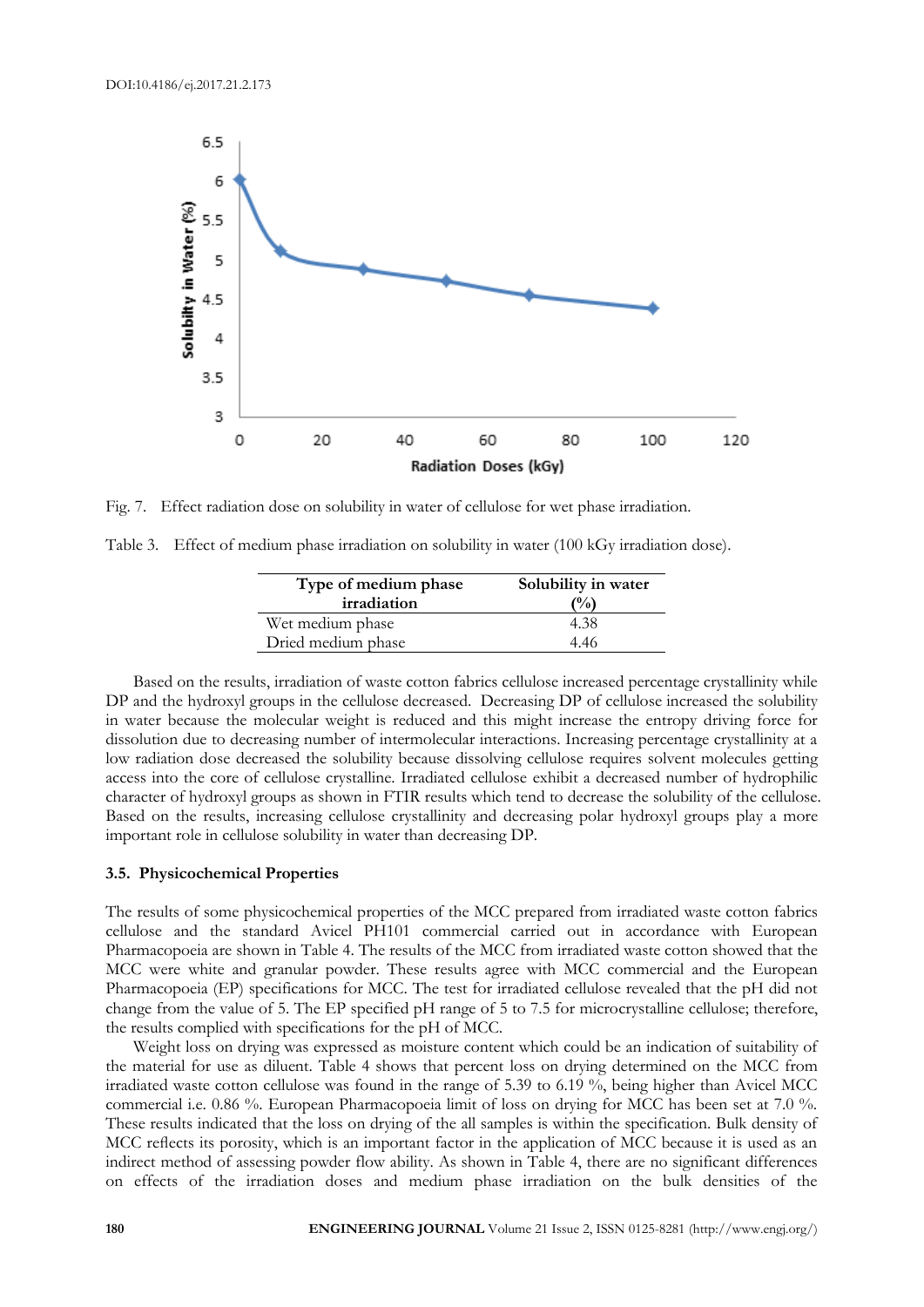Fig. 7. Effect radiation dose on solubility in water of cellulose for wet phase irradiation.

Table 3. Effect of medium phase irradiation on solubility in water (100 kGy irradiation dose).

| Type of medium phase irradiation | Solubility in water (%) |
|---|---|
| Wet medium phase | 4.38 |
| Dried medium phase | 4.46 |

Based on the results, irradiation of waste cotton fabrics cellulose increased percentage crystallinity while DP and the hydroxyl groups in the cellulose decreased. Decreasing DP of cellulose increased the solubility in water because the molecular weight is reduced and this might increase the entropy driving force for dissolution due to decreasing number of intermolecular interactions. Increasing percentage crystallinity at a low radiation dose decreased the solubility because dissolving cellulose requires solvent molecules getting access into the core of cellulose crystalline. Irradiated cellulose exhibit a decreased number of hydrophilic character of hydroxyl groups as shown in FTIR results which tend to decrease the solubility of the cellulose. Based on the results, increasing cellulose crystallinity and decreasing polar hydroxyl groups play a more important role in cellulose solubility in water than decreasing DP.

### 3.5. Physicochemical Properties

The results of some physicochemical properties of the MCC prepared from irradiated waste cotton fabrics cellulose and the standard Avicel PH101 commercial carried out in accordance with European Pharmacopoeia are shown in Table 4. The results of the MCC from irradiated waste cotton showed that the MCC were white and granular powder. These results agree with MCC commercial and the European Pharmacopoeia (EP) specifications for MCC. The test for irradiated cellulose revealed that the pH did not change from the value of 5. The EP specified pH range of 5 to 7.5 for microcrystalline cellulose; therefore, the results complied with specifications for the pH of MCC.

Weight loss on drying was expressed as moisture content which could be an indication of suitability of the material for use as diluent. Table 4 shows that percent loss on drying determined on the MCC from irradiated waste cotton cellulose was found in the range of 5.39 to 6.19 %, being higher than Avicel MCC commercial i.e. 0.86 %. European Pharmacopoeia limit of loss on drying for MCC has been set at 7.0 %. These results indicated that the loss on drying of the all samples is within the specification. Bulk density of MCC reflects its porosity, which is an important factor in the application of MCC because it is used as an indirect method of assessing powder flow ability. As shown in Table 4, there are no significant differences on effects of the irradiation doses and medium phase irradiation on the bulk densities of the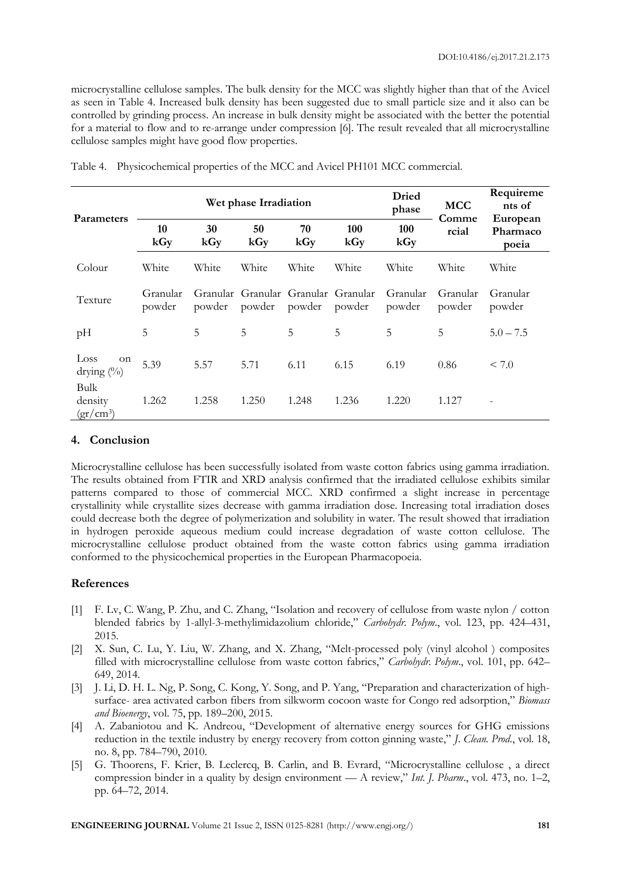microcrystalline cellulose samples. The bulk density for the MCC was slightly higher than that of the Avicel as seen in Table 4. Increased bulk density has been suggested due to small particle size and it also can be controlled by grinding process. An increase in bulk density might be associated with the better the potential for a material to flow and to re-arrange under compression [6]. The result revealed that all microcrystalline cellulose samples might have good flow properties.

Table 4. Physicochemical properties of the MCC and Avicel PH101 MCC commercial.

| Parameters | Wet phase Irradiation | | | | | Dried phase | MCC Commercial | Requirements of European Pharmacopoeia |
|---|---|---|---|---|---|---|---|---|
| | 10 kGy | 30 kGy | 50 kGy | 70 kGy | 100 kGy | 100 kGy | | |
| Colour | White | White | White | White | White | White | White | White |
| Texture | Granular powder | Granular powder | Granular powder | Granular powder | Granular powder | Granular powder | Granular powder | Granular powder |
| pH | 5 | 5 | 5 | 5 | 5 | 5 | 5 | 5.0 – 7.5 |
| Loss on drying (%) | 5.39 | 5.57 | 5.71 | 6.11 | 6.15 | 6.19 | 0.86 | < 7.0 |
| Bulk density ($gr/cm^3$) | 1.262 | 1.258 | 1.250 | 1.248 | 1.236 | 1.220 | 1.127 | - |

## 4. Conclusion

Microcrystalline cellulose has been successfully isolated from waste cotton fabrics using gamma irradiation. The results obtained from FTIR and XRD analysis confirmed that the irradiated cellulose exhibits similar patterns compared to those of commercial MCC. XRD confirmed a slight increase in percentage crystallinity while crystallite sizes decrease with gamma irradiation dose. Increasing total irradiation doses could decrease both the degree of polymerization and solubility in water. The result showed that irradiation in hydrogen peroxide aqueous medium could increase degradation of waste cotton cellulose. The microcrystalline cellulose product obtained from the waste cotton fabrics using gamma irradiation conformed to the physicochemical properties in the European Pharmacopoeia.

## References

[1] F. Lv, C. Wang, P. Zhu, and C. Zhang, "Isolation and recovery of cellulose from waste nylon / cotton blended fabrics by 1-allyl-3-methylimidazolium chloride," *Carbohydr. Polym*., vol. 123, pp. 424–431, 2015.

[2] X. Sun, C. Lu, Y. Liu, W. Zhang, and X. Zhang, "Melt-processed poly (vinyl alcohol ) composites filled with microcrystalline cellulose from waste cotton fabrics," *Carbohydr. Polym*., vol. 101, pp. 642–649, 2014.

[3] J. Li, D. H. L. Ng, P. Song, C. Kong, Y. Song, and P. Yang, "Preparation and characterization of high-surface- area activated carbon fibers from silkworm cocoon waste for Congo red adsorption," *Biomass and Bioenergy*, vol. 75, pp. 189–200, 2015.

[4] A. Zabaniotou and K. Andreou, "Development of alternative energy sources for GHG emissions reduction in the textile industry by energy recovery from cotton ginning waste," *J. Clean. Prod*., vol. 18, no. 8, pp. 784–790, 2010.

[5] G. Thoorens, F. Krier, B. Leclercq, B. Carlin, and B. Evrard, "Microcrystalline cellulose , a direct compression binder in a quality by design environment — A review," *Int. J. Pharm*., vol. 473, no. 1–2, pp. 64–72, 2014.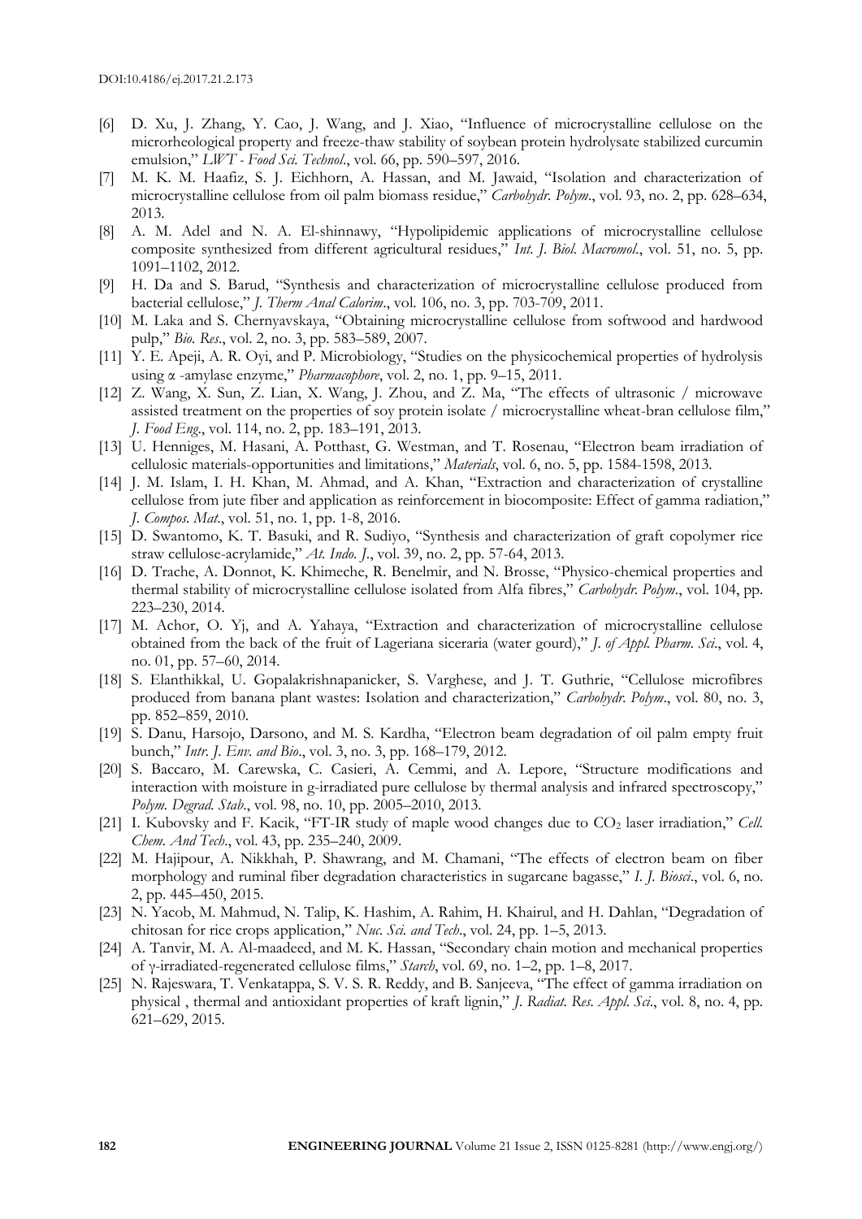[6] D. Xu, J. Zhang, Y. Cao, J. Wang, and J. Xiao, "Influence of microcrystalline cellulose on the microrheological property and freeze-thaw stability of soybean protein hydrolysate stabilized curcumin emulsion," *LWT - Food Sci. Technol.*, vol. 66, pp. 590–597, 2016.

[7] M. K. M. Haafiz, S. J. Eichhorn, A. Hassan, and M. Jawaid, "Isolation and characterization of microcrystalline cellulose from oil palm biomass residue," *Carbohydr. Polym.*, vol. 93, no. 2, pp. 628–634, 2013.

[8] A. M. Adel and N. A. El-shinnawy, "Hypolipidemic applications of microcrystalline cellulose composite synthesized from different agricultural residues," *Int. J. Biol. Macromol.*, vol. 51, no. 5, pp. 1091–1102, 2012.

[9] H. Da and S. Barud, "Synthesis and characterization of microcrystalline cellulose produced from bacterial cellulose," *J. Therm Anal Calorim.*, vol. 106, no. 3, pp. 703-709, 2011.

[10] M. Laka and S. Chernyavskaya, "Obtaining microcrystalline cellulose from softwood and hardwood pulp," *Bio. Res.*, vol. 2, no. 3, pp. 583–589, 2007.

[11] Y. E. Apeji, A. R. Oyi, and P. Microbiology, "Studies on the physicochemical properties of hydrolysis using α -amylase enzyme," *Pharmacophore*, vol. 2, no. 1, pp. 9–15, 2011.

[12] Z. Wang, X. Sun, Z. Lian, X. Wang, J. Zhou, and Z. Ma, "The effects of ultrasonic / microwave assisted treatment on the properties of soy protein isolate / microcrystalline wheat-bran cellulose film," *J. Food Eng.*, vol. 114, no. 2, pp. 183–191, 2013.

[13] U. Henniges, M. Hasani, A. Potthast, G. Westman, and T. Rosenau, "Electron beam irradiation of cellulosic materials-opportunities and limitations," *Materials*, vol. 6, no. 5, pp. 1584-1598, 2013.

[14] J. M. Islam, I. H. Khan, M. Ahmad, and A. Khan, "Extraction and characterization of crystalline cellulose from jute fiber and application as reinforcement in biocomposite: Effect of gamma radiation," *J. Compos. Mat.*, vol. 51, no. 1, pp. 1-8, 2016.

[15] D. Swantomo, K. T. Basuki, and R. Sudiyo, "Synthesis and characterization of graft copolymer rice straw cellulose-acrylamide," *At. Indo. J.*, vol. 39, no. 2, pp. 57-64, 2013.

[16] D. Trache, A. Donnot, K. Khimeche, R. Benelmir, and N. Brosse, "Physico-chemical properties and thermal stability of microcrystalline cellulose isolated from Alfa fibres," *Carbohydr. Polym.*, vol. 104, pp. 223–230, 2014.

[17] M. Achor, O. Yj, and A. Yahaya, "Extraction and characterization of microcrystalline cellulose obtained from the back of the fruit of Lageriana siceraria (water gourd)," *J. of Appl. Pharm. Sci.*, vol. 4, no. 01, pp. 57–60, 2014.

[18] S. Elanthikkal, U. Gopalakrishnapanicker, S. Varghese, and J. T. Guthrie, "Cellulose microfibres produced from banana plant wastes: Isolation and characterization," *Carbohydr. Polym.*, vol. 80, no. 3, pp. 852–859, 2010.

[19] S. Danu, Harsojo, Darsono, and M. S. Kardha, "Electron beam degradation of oil palm empty fruit bunch," *Intr. J. Env. and Bio.*, vol. 3, no. 3, pp. 168–179, 2012.

[20] S. Baccaro, M. Carewska, C. Casieri, A. Cemmi, and A. Lepore, "Structure modifications and interaction with moisture in g-irradiated pure cellulose by thermal analysis and infrared spectroscopy," *Polym. Degrad. Stab.*, vol. 98, no. 10, pp. 2005–2010, 2013.

[21] I. Kubovsky and F. Kacik, "FT-IR study of maple wood changes due to $CO_2$ laser irradiation," *Cell. Chem. And Tech.*, vol. 43, pp. 235–240, 2009.

[22] M. Hajipour, A. Nikkhah, P. Shawrang, and M. Chamani, "The effects of electron beam on fiber morphology and ruminal fiber degradation characteristics in sugarcane bagasse," *I. J. Biosci.*, vol. 6, no. 2, pp. 445–450, 2015.

[23] N. Yacob, M. Mahmud, N. Talip, K. Hashim, A. Rahim, H. Khairul, and H. Dahlan, "Degradation of chitosan for rice crops application," *Nuc. Sci. and Tech.*, vol. 24, pp. 1–5, 2013.

[24] A. Tanvir, M. A. Al-maadeed, and M. K. Hassan, "Secondary chain motion and mechanical properties of γ-irradiated-regenerated cellulose films," *Starch*, vol. 69, no. 1–2, pp. 1–8, 2017.

[25] N. Rajeswara, T. Venkatappa, S. V. S. R. Reddy, and B. Sanjeeva, "The effect of gamma irradiation on physical , thermal and antioxidant properties of kraft lignin," *J. Radiat. Res. Appl. Sci.*, vol. 8, no. 4, pp. 621–629, 2015.